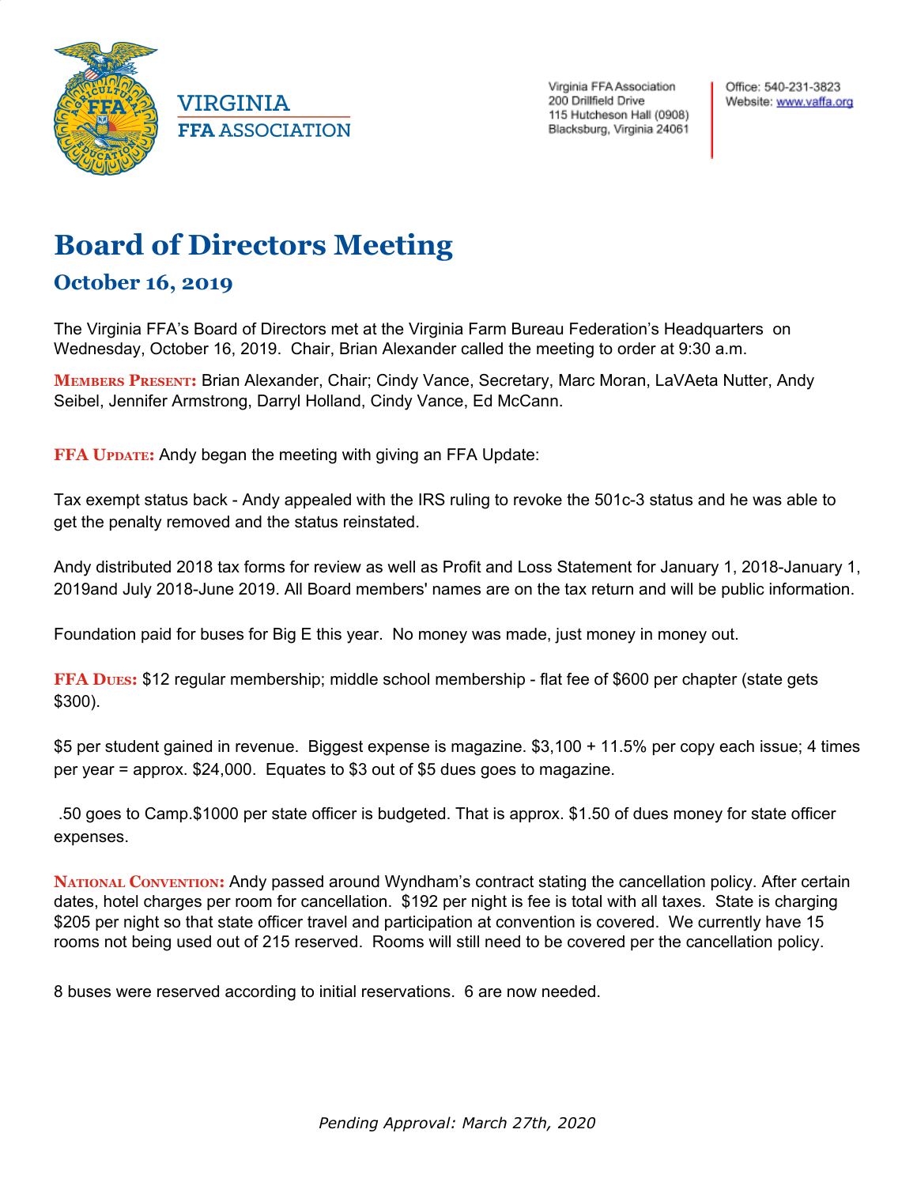VIRGINIA
FFA ASSOCIATION

Virginia FFA Association
200 Drillfield Drive
115 Hutcheson Hall (0908)
Blacksburg, Virginia 24061

Office: 540-231-3823
Website: www.vaffa.org

# Board of Directors Meeting

## October 16, 2019

The Virginia FFA's Board of Directors met at the Virginia Farm Bureau Federation's Headquarters on Wednesday, October 16, 2019. Chair, Brian Alexander called the meeting to order at 9:30 a.m.

**MEMBERS PRESENT:** Brian Alexander, Chair; Cindy Vance, Secretary, Marc Moran, LaVAeta Nutter, Andy Seibel, Jennifer Armstrong, Darryl Holland, Cindy Vance, Ed McCann.

**FFA UPDATE:** Andy began the meeting with giving an FFA Update:

Tax exempt status back - Andy appealed with the IRS ruling to revoke the 501c-3 status and he was able to get the penalty removed and the status reinstated.

Andy distributed 2018 tax forms for review as well as Profit and Loss Statement for January 1, 2018-January 1, 2019and July 2018-June 2019. All Board members' names are on the tax return and will be public information.

Foundation paid for buses for Big E this year. No money was made, just money in money out.

**FFA DUES:** $12 regular membership; middle school membership - flat fee of $600 per chapter (state gets $300).

$5 per student gained in revenue. Biggest expense is magazine. $3,100 + 11.5% per copy each issue; 4 times per year = approx. $24,000. Equates to $3 out of $5 dues goes to magazine.

.50 goes to Camp.$1000 per state officer is budgeted. That is approx. $1.50 of dues money for state officer expenses.

**NATIONAL CONVENTION:** Andy passed around Wyndham's contract stating the cancellation policy. After certain dates, hotel charges per room for cancellation. $192 per night is fee is total with all taxes. State is charging $205 per night so that state officer travel and participation at convention is covered. We currently have 15 rooms not being used out of 215 reserved. Rooms will still need to be covered per the cancellation policy.

8 buses were reserved according to initial reservations. 6 are now needed.

*Pending Approval: March 27th, 2020*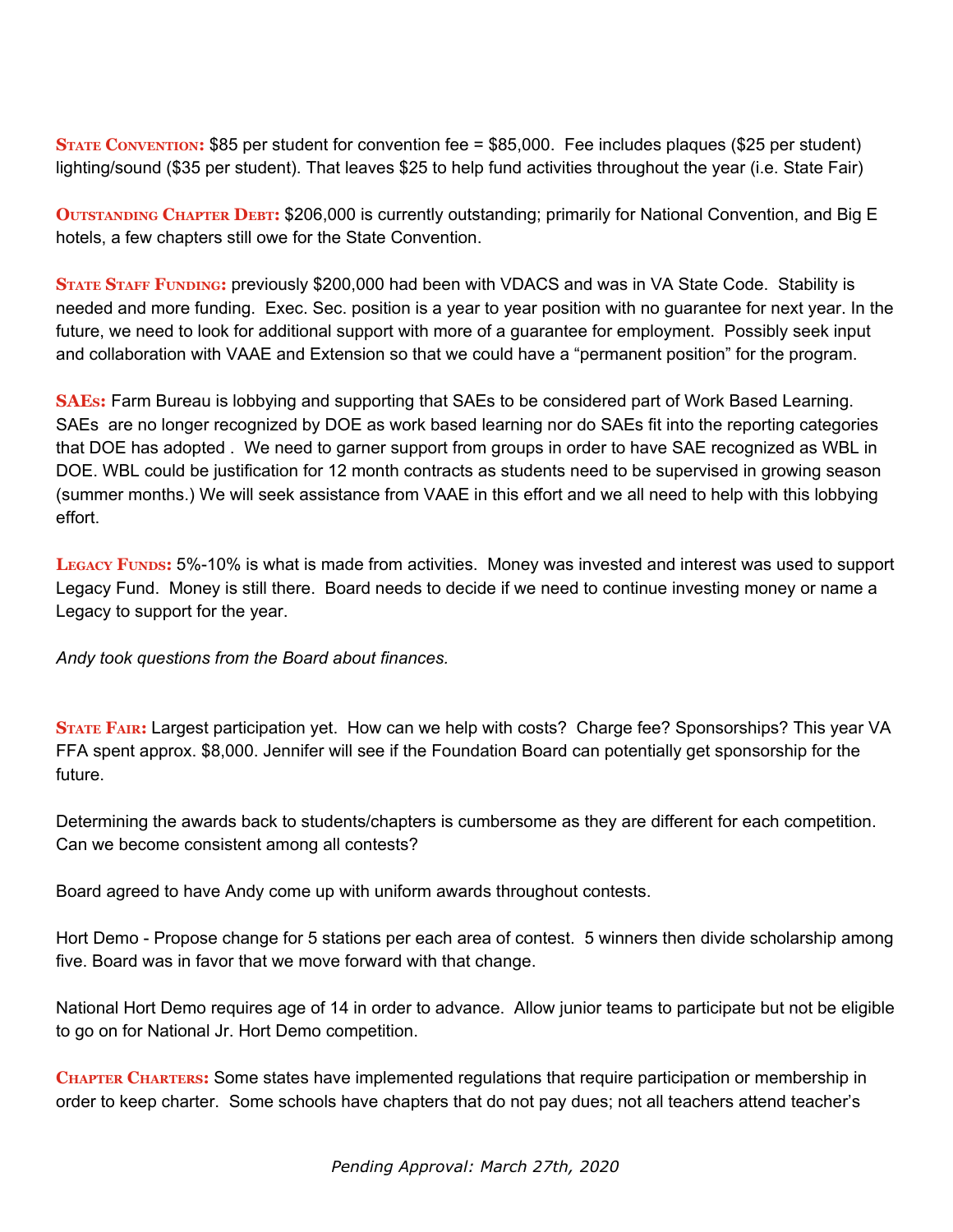**State Convention:** $85 per student for convention fee = $85,000. Fee includes plaques ($25 per student) lighting/sound ($35 per student). That leaves $25 to help fund activities throughout the year (i.e. State Fair)

**Outstanding Chapter Debt:** $206,000 is currently outstanding; primarily for National Convention, and Big E hotels, a few chapters still owe for the State Convention.

**State Staff Funding:** previously $200,000 had been with VDACS and was in VA State Code. Stability is needed and more funding. Exec. Sec. position is a year to year position with no guarantee for next year. In the future, we need to look for additional support with more of a guarantee for employment. Possibly seek input and collaboration with VAAE and Extension so that we could have a "permanent position" for the program.

**SAEs:** Farm Bureau is lobbying and supporting that SAEs to be considered part of Work Based Learning. SAEs are no longer recognized by DOE as work based learning nor do SAEs fit into the reporting categories that DOE has adopted . We need to garner support from groups in order to have SAE recognized as WBL in DOE. WBL could be justification for 12 month contracts as students need to be supervised in growing season (summer months.) We will seek assistance from VAAE in this effort and we all need to help with this lobbying effort.

**Legacy Funds:** 5%-10% is what is made from activities. Money was invested and interest was used to support Legacy Fund. Money is still there. Board needs to decide if we need to continue investing money or name a Legacy to support for the year.

*Andy took questions from the Board about finances.*

**State Fair:** Largest participation yet. How can we help with costs? Charge fee? Sponsorships? This year VA FFA spent approx. $8,000. Jennifer will see if the Foundation Board can potentially get sponsorship for the future.

Determining the awards back to students/chapters is cumbersome as they are different for each competition. Can we become consistent among all contests?

Board agreed to have Andy come up with uniform awards throughout contests.

Hort Demo - Propose change for 5 stations per each area of contest. 5 winners then divide scholarship among five. Board was in favor that we move forward with that change.

National Hort Demo requires age of 14 in order to advance. Allow junior teams to participate but not be eligible to go on for National Jr. Hort Demo competition.

**Chapter Charters:** Some states have implemented regulations that require participation or membership in order to keep charter. Some schools have chapters that do not pay dues; not all teachers attend teacher's

*Pending Approval: March 27th, 2020*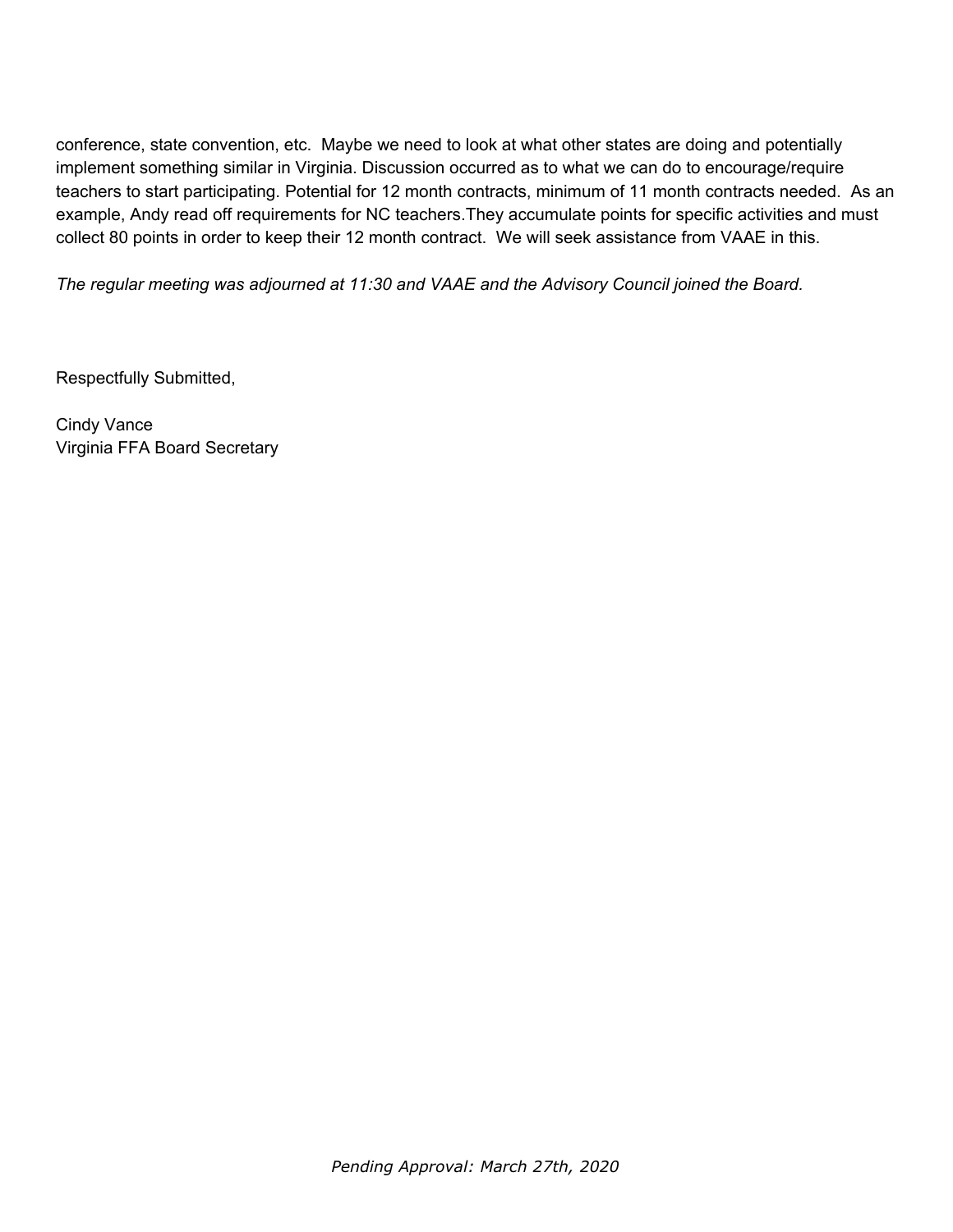conference, state convention, etc.  Maybe we need to look at what other states are doing and potentially implement something similar in Virginia. Discussion occurred as to what we can do to encourage/require teachers to start participating. Potential for 12 month contracts, minimum of 11 month contracts needed.  As an example, Andy read off requirements for NC teachers.They accumulate points for specific activities and must collect 80 points in order to keep their 12 month contract.  We will seek assistance from VAAE in this.

*The regular meeting was adjourned at 11:30 and VAAE and the Advisory Council joined the Board.*

Respectfully Submitted,

Cindy Vance
Virginia FFA Board Secretary

*Pending Approval: March 27th, 2020*